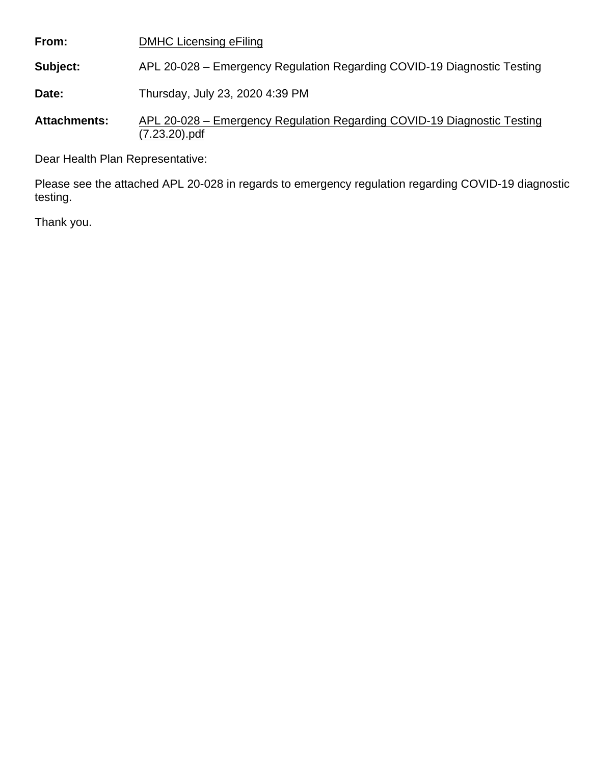**From:** DMHC Licensing eFiling

**Subject:** APL 20-028 – Emergency Regulation Regarding COVID-19 Diagnostic Testing

**Date:** Thursday, July 23, 2020 4:39 PM

**Attachments:** APL 20-028 – Emergency Regulation Regarding COVID-19 Diagnostic Testing (7.23.20).pdf

Dear Health Plan Representative:

Please see the attached APL 20-028 in regards to emergency regulation regarding COVID-19 diagnostic testing.

Thank you.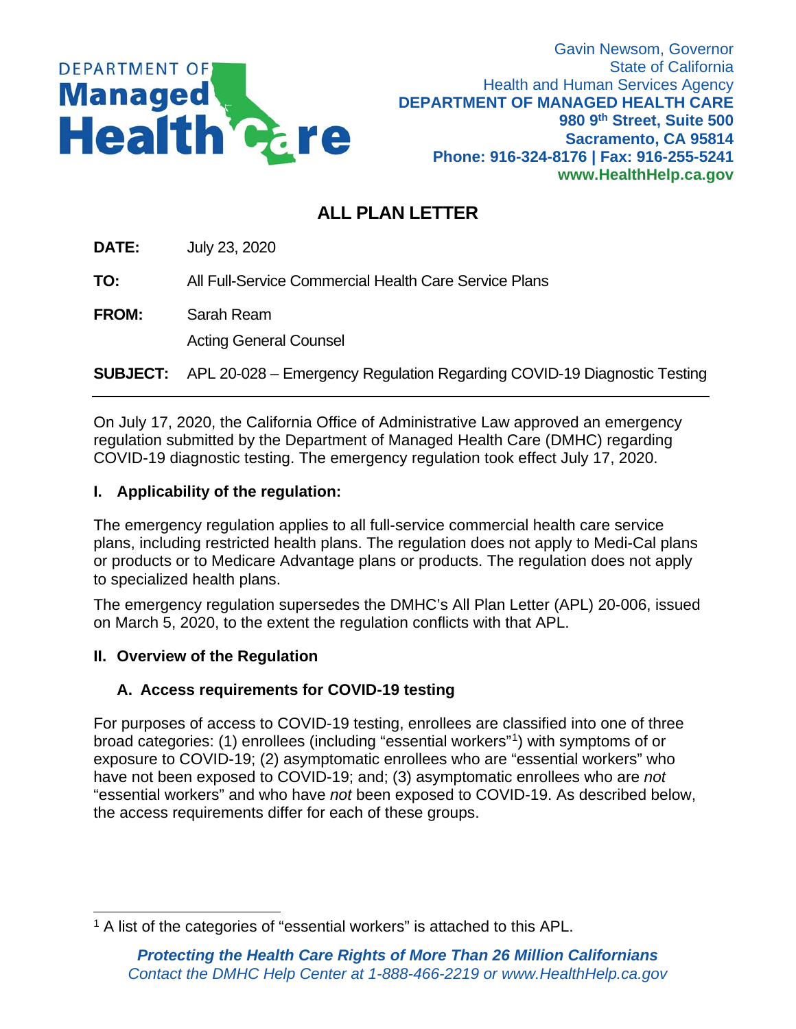# ALL PLAN LETTER

**DATE:** July 23, 2020

**TO:** All Full-Service Commercial Health Care Service Plans

**FROM:** Sarah Ream

Acting General Counsel

**SUBJECT:** APL 20-028 – Emergency Regulation Regarding COVID-19 Diagnostic Testing

---

On July 17, 2020, the California Office of Administrative Law approved an emergency regulation submitted by the Department of Managed Health Care (DMHC) regarding COVID-19 diagnostic testing. The emergency regulation took effect July 17, 2020.

## I. Applicability of the regulation:

The emergency regulation applies to all full-service commercial health care service plans, including restricted health plans. The regulation does not apply to Medi-Cal plans or products or to Medicare Advantage plans or products. The regulation does not apply to specialized health plans.

The emergency regulation supersedes the DMHC's All Plan Letter (APL) 20-006, issued on March 5, 2020, to the extent the regulation conflicts with that APL.

## II. Overview of the Regulation

### A. Access requirements for COVID-19 testing

For purposes of access to COVID-19 testing, enrollees are classified into one of three broad categories: (1) enrollees (including "essential workers"[1]) with symptoms of or exposure to COVID-19; (2) asymptomatic enrollees who are "essential workers" who have not been exposed to COVID-19; and; (3) asymptomatic enrollees who are *not* "essential workers" and who have *not* been exposed to COVID-19. As described below, the access requirements differ for each of these groups.

---

[1] A list of the categories of "essential workers" is attached to this APL.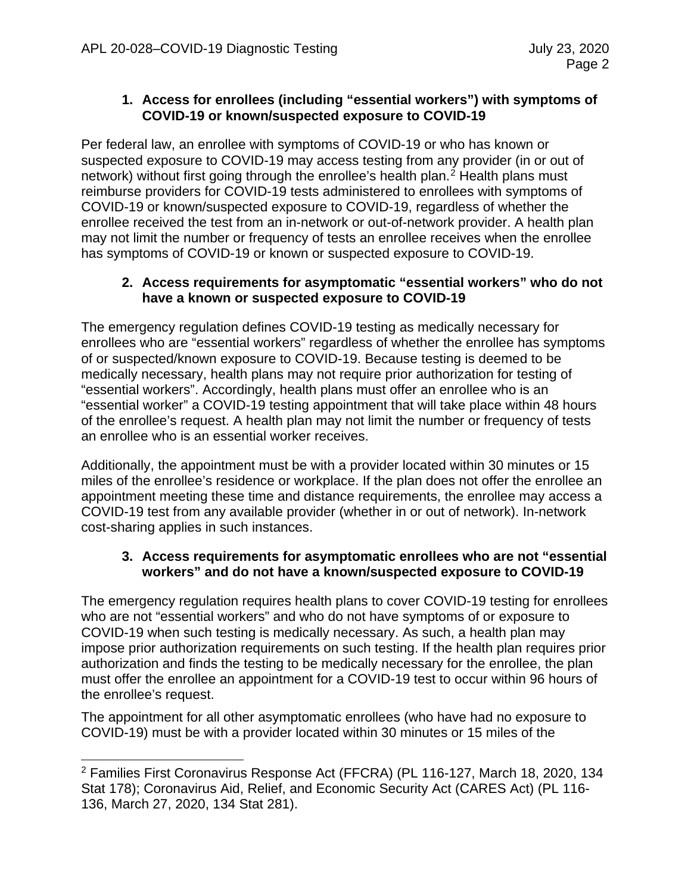**1. Access for enrollees (including "essential workers") with symptoms of COVID-19 or known/suspected exposure to COVID-19**

Per federal law, an enrollee with symptoms of COVID-19 or who has known or suspected exposure to COVID-19 may access testing from any provider (in or out of network) without first going through the enrollee's health plan.[2] Health plans must reimburse providers for COVID-19 tests administered to enrollees with symptoms of COVID-19 or known/suspected exposure to COVID-19, regardless of whether the enrollee received the test from an in-network or out-of-network provider. A health plan may not limit the number or frequency of tests an enrollee receives when the enrollee has symptoms of COVID-19 or known or suspected exposure to COVID-19.

**2. Access requirements for asymptomatic "essential workers" who do not have a known or suspected exposure to COVID-19**

The emergency regulation defines COVID-19 testing as medically necessary for enrollees who are "essential workers" regardless of whether the enrollee has symptoms of or suspected/known exposure to COVID-19. Because testing is deemed to be medically necessary, health plans may not require prior authorization for testing of "essential workers". Accordingly, health plans must offer an enrollee who is an "essential worker" a COVID-19 testing appointment that will take place within 48 hours of the enrollee's request. A health plan may not limit the number or frequency of tests an enrollee who is an essential worker receives.

Additionally, the appointment must be with a provider located within 30 minutes or 15 miles of the enrollee's residence or workplace. If the plan does not offer the enrollee an appointment meeting these time and distance requirements, the enrollee may access a COVID-19 test from any available provider (whether in or out of network). In-network cost-sharing applies in such instances.

**3. Access requirements for asymptomatic enrollees who are not "essential workers" and do not have a known/suspected exposure to COVID-19**

The emergency regulation requires health plans to cover COVID-19 testing for enrollees who are not "essential workers" and who do not have symptoms of or exposure to COVID-19 when such testing is medically necessary. As such, a health plan may impose prior authorization requirements on such testing. If the health plan requires prior authorization and finds the testing to be medically necessary for the enrollee, the plan must offer the enrollee an appointment for a COVID-19 test to occur within 96 hours of the enrollee's request.

The appointment for all other asymptomatic enrollees (who have had no exposure to COVID-19) must be with a provider located within 30 minutes or 15 miles of the

---

[2] Families First Coronavirus Response Act (FFCRA) (PL 116-127, March 18, 2020, 134 Stat 178); Coronavirus Aid, Relief, and Economic Security Act (CARES Act) (PL 116-136, March 27, 2020, 134 Stat 281).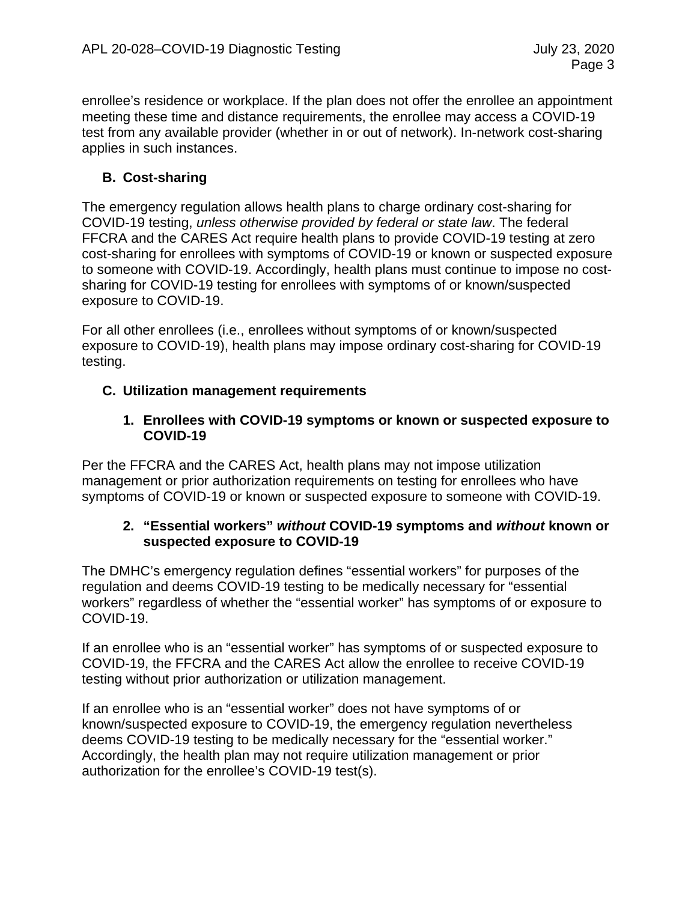enrollee's residence or workplace. If the plan does not offer the enrollee an appointment meeting these time and distance requirements, the enrollee may access a COVID-19 test from any available provider (whether in or out of network). In-network cost-sharing applies in such instances.

### B. Cost-sharing

The emergency regulation allows health plans to charge ordinary cost-sharing for COVID-19 testing, *unless otherwise provided by federal or state law*. The federal FFCRA and the CARES Act require health plans to provide COVID-19 testing at zero cost-sharing for enrollees with symptoms of COVID-19 or known or suspected exposure to someone with COVID-19. Accordingly, health plans must continue to impose no cost-sharing for COVID-19 testing for enrollees with symptoms of or known/suspected exposure to COVID-19.

For all other enrollees (i.e., enrollees without symptoms of or known/suspected exposure to COVID-19), health plans may impose ordinary cost-sharing for COVID-19 testing.

### C. Utilization management requirements

#### 1. Enrollees with COVID-19 symptoms or known or suspected exposure to COVID-19

Per the FFCRA and the CARES Act, health plans may not impose utilization management or prior authorization requirements on testing for enrollees who have symptoms of COVID-19 or known or suspected exposure to someone with COVID-19.

#### 2. "Essential workers" *without* COVID-19 symptoms and *without* known or suspected exposure to COVID-19

The DMHC's emergency regulation defines "essential workers" for purposes of the regulation and deems COVID-19 testing to be medically necessary for "essential workers" regardless of whether the "essential worker" has symptoms of or exposure to COVID-19.

If an enrollee who is an "essential worker" has symptoms of or suspected exposure to COVID-19, the FFCRA and the CARES Act allow the enrollee to receive COVID-19 testing without prior authorization or utilization management.

If an enrollee who is an "essential worker" does not have symptoms of or known/suspected exposure to COVID-19, the emergency regulation nevertheless deems COVID-19 testing to be medically necessary for the "essential worker." Accordingly, the health plan may not require utilization management or prior authorization for the enrollee's COVID-19 test(s).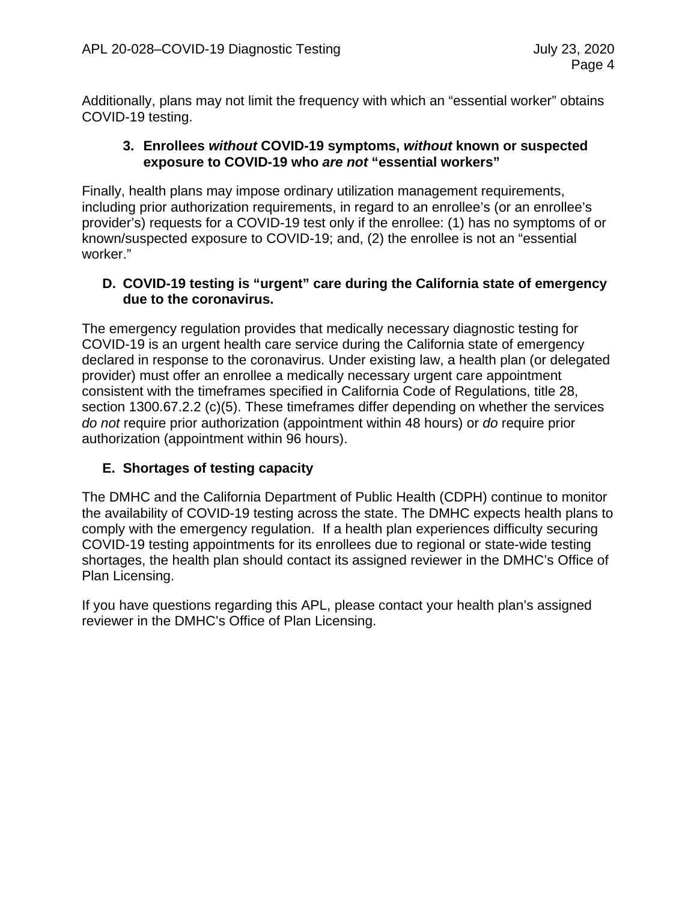Additionally, plans may not limit the frequency with which an "essential worker" obtains COVID-19 testing.

### 3. Enrollees *without* COVID-19 symptoms, *without* known or suspected exposure to COVID-19 who *are not* "essential workers"

Finally, health plans may impose ordinary utilization management requirements, including prior authorization requirements, in regard to an enrollee's (or an enrollee's provider's) requests for a COVID-19 test only if the enrollee: (1) has no symptoms of or known/suspected exposure to COVID-19; and, (2) the enrollee is not an "essential worker."

## D. COVID-19 testing is "urgent" care during the California state of emergency due to the coronavirus.

The emergency regulation provides that medically necessary diagnostic testing for COVID-19 is an urgent health care service during the California state of emergency declared in response to the coronavirus. Under existing law, a health plan (or delegated provider) must offer an enrollee a medically necessary urgent care appointment consistent with the timeframes specified in California Code of Regulations, title 28, section 1300.67.2.2 (c)(5). These timeframes differ depending on whether the services *do not* require prior authorization (appointment within 48 hours) or *do* require prior authorization (appointment within 96 hours).

## E. Shortages of testing capacity

The DMHC and the California Department of Public Health (CDPH) continue to monitor the availability of COVID-19 testing across the state. The DMHC expects health plans to comply with the emergency regulation. If a health plan experiences difficulty securing COVID-19 testing appointments for its enrollees due to regional or state-wide testing shortages, the health plan should contact its assigned reviewer in the DMHC's Office of Plan Licensing.

If you have questions regarding this APL, please contact your health plan's assigned reviewer in the DMHC's Office of Plan Licensing.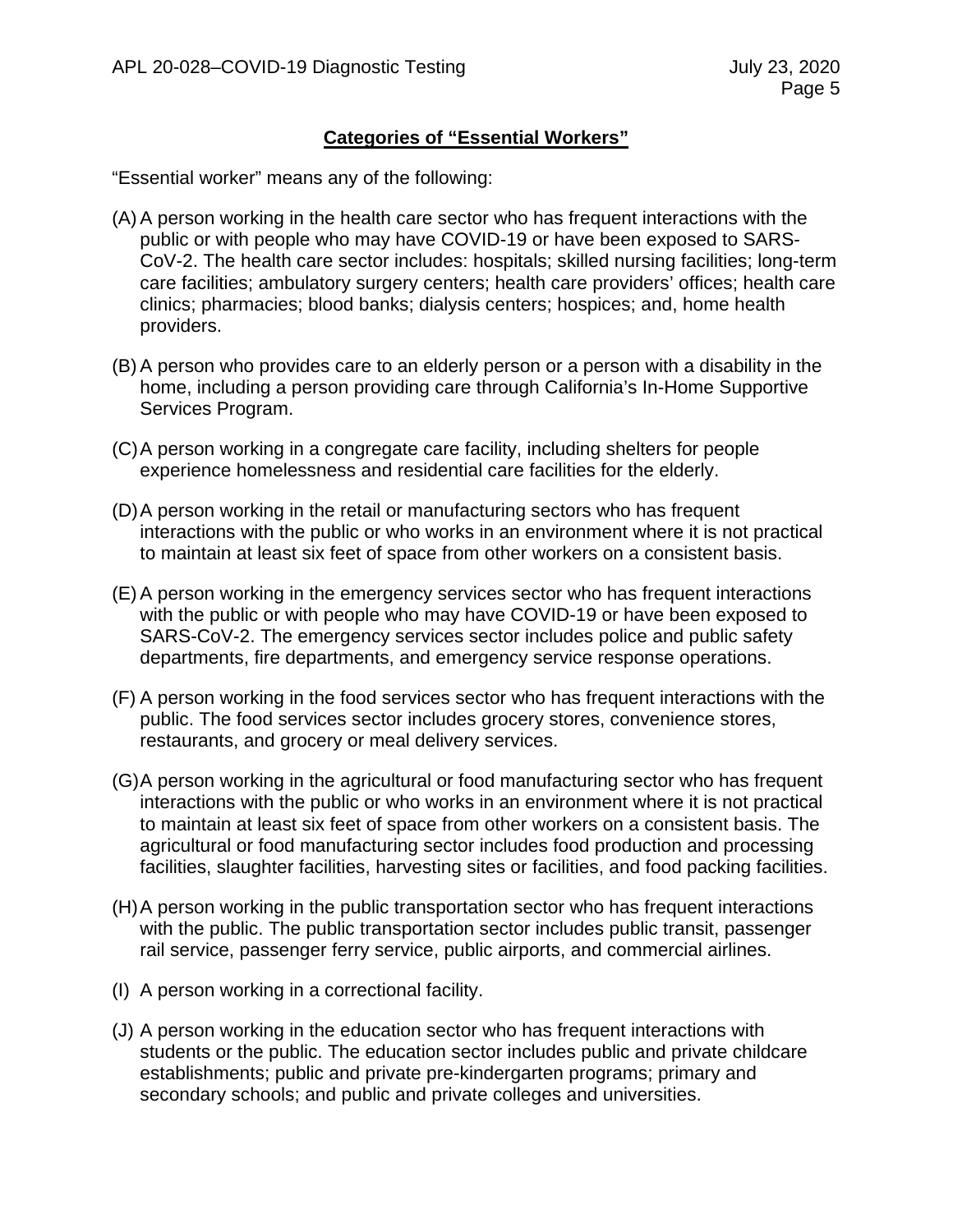## Categories of "Essential Workers"

"Essential worker" means any of the following:

(A) A person working in the health care sector who has frequent interactions with the public or with people who may have COVID-19 or have been exposed to SARS-CoV-2. The health care sector includes: hospitals; skilled nursing facilities; long-term care facilities; ambulatory surgery centers; health care providers' offices; health care clinics; pharmacies; blood banks; dialysis centers; hospices; and, home health providers.

(B) A person who provides care to an elderly person or a person with a disability in the home, including a person providing care through California's In-Home Supportive Services Program.

(C) A person working in a congregate care facility, including shelters for people experience homelessness and residential care facilities for the elderly.

(D) A person working in the retail or manufacturing sectors who has frequent interactions with the public or who works in an environment where it is not practical to maintain at least six feet of space from other workers on a consistent basis.

(E) A person working in the emergency services sector who has frequent interactions with the public or with people who may have COVID-19 or have been exposed to SARS-CoV-2. The emergency services sector includes police and public safety departments, fire departments, and emergency service response operations.

(F) A person working in the food services sector who has frequent interactions with the public. The food services sector includes grocery stores, convenience stores, restaurants, and grocery or meal delivery services.

(G) A person working in the agricultural or food manufacturing sector who has frequent interactions with the public or who works in an environment where it is not practical to maintain at least six feet of space from other workers on a consistent basis. The agricultural or food manufacturing sector includes food production and processing facilities, slaughter facilities, harvesting sites or facilities, and food packing facilities.

(H) A person working in the public transportation sector who has frequent interactions with the public. The public transportation sector includes public transit, passenger rail service, passenger ferry service, public airports, and commercial airlines.

(I) A person working in a correctional facility.

(J) A person working in the education sector who has frequent interactions with students or the public. The education sector includes public and private childcare establishments; public and private pre-kindergarten programs; primary and secondary schools; and public and private colleges and universities.